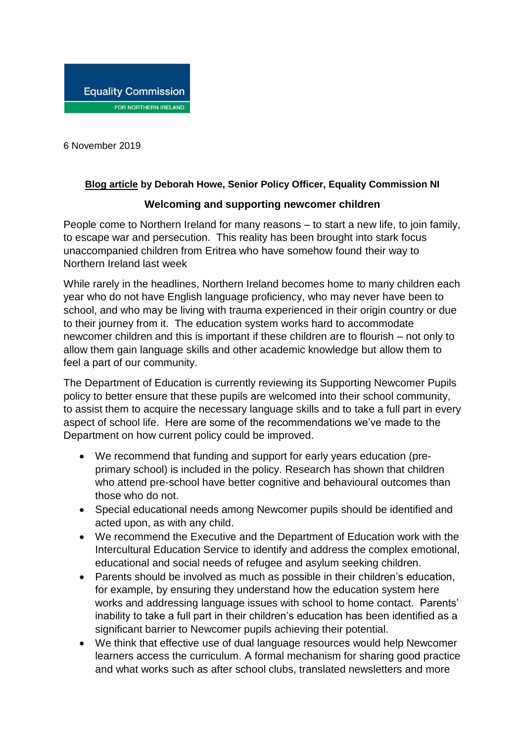Equality Commission

FOR NORTHERN IRELAND

6 November 2019

**Blog article by Deborah Howe, Senior Policy Officer, Equality Commission NI**

**Welcoming and supporting newcomer children**

People come to Northern Ireland for many reasons – to start a new life, to join family, to escape war and persecution. This reality has been brought into stark focus unaccompanied children from Eritrea who have somehow found their way to Northern Ireland last week

While rarely in the headlines, Northern Ireland becomes home to many children each year who do not have English language proficiency, who may never have been to school, and who may be living with trauma experienced in their origin country or due to their journey from it. The education system works hard to accommodate newcomer children and this is important if these children are to flourish – not only to allow them gain language skills and other academic knowledge but allow them to feel a part of our community.

The Department of Education is currently reviewing its Supporting Newcomer Pupils policy to better ensure that these pupils are welcomed into their school community, to assist them to acquire the necessary language skills and to take a full part in every aspect of school life. Here are some of the recommendations we've made to the Department on how current policy could be improved.

- We recommend that funding and support for early years education (pre-primary school) is included in the policy. Research has shown that children who attend pre-school have better cognitive and behavioural outcomes than those who do not.
- Special educational needs among Newcomer pupils should be identified and acted upon, as with any child.
- We recommend the Executive and the Department of Education work with the Intercultural Education Service to identify and address the complex emotional, educational and social needs of refugee and asylum seeking children.
- Parents should be involved as much as possible in their children's education, for example, by ensuring they understand how the education system here works and addressing language issues with school to home contact. Parents' inability to take a full part in their children's education has been identified as a significant barrier to Newcomer pupils achieving their potential.
- We think that effective use of dual language resources would help Newcomer learners access the curriculum. A formal mechanism for sharing good practice and what works such as after school clubs, translated newsletters and more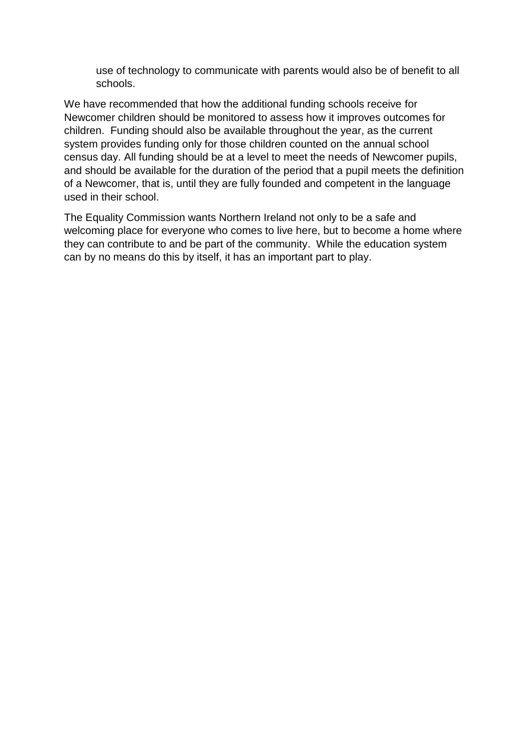use of technology to communicate with parents would also be of benefit to all schools.

We have recommended that how the additional funding schools receive for Newcomer children should be monitored to assess how it improves outcomes for children. Funding should also be available throughout the year, as the current system provides funding only for those children counted on the annual school census day. All funding should be at a level to meet the needs of Newcomer pupils, and should be available for the duration of the period that a pupil meets the definition of a Newcomer, that is, until they are fully founded and competent in the language used in their school.

The Equality Commission wants Northern Ireland not only to be a safe and welcoming place for everyone who comes to live here, but to become a home where they can contribute to and be part of the community. While the education system can by no means do this by itself, it has an important part to play.